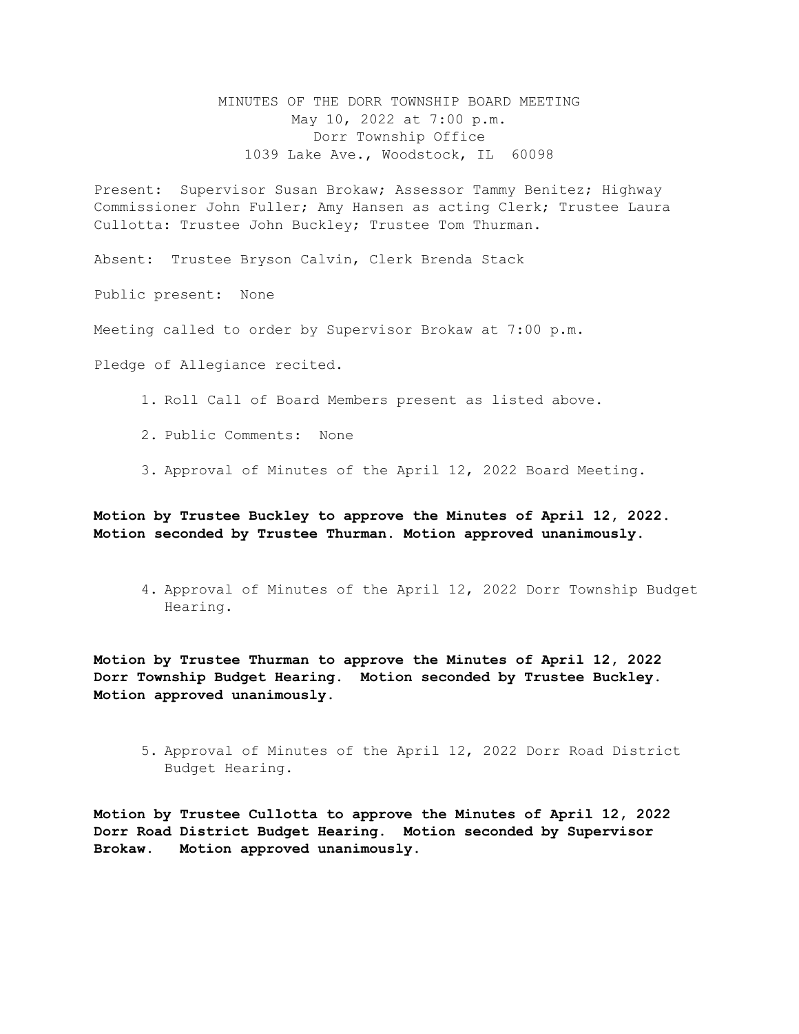# MINUTES OF THE DORR TOWNSHIP BOARD MEETING

May 10, 2022 at 7:00 p.m.
Dorr Township Office
1039 Lake Ave., Woodstock, IL 60098

Present: Supervisor Susan Brokaw; Assessor Tammy Benitez; Highway Commissioner John Fuller; Amy Hansen as acting Clerk; Trustee Laura Cullotta: Trustee John Buckley; Trustee Tom Thurman.

Absent: Trustee Bryson Calvin, Clerk Brenda Stack

Public present: None

Meeting called to order by Supervisor Brokaw at 7:00 p.m.

Pledge of Allegiance recited.

1. Roll Call of Board Members present as listed above.
2. Public Comments: None
3. Approval of Minutes of the April 12, 2022 Board Meeting.

**Motion by Trustee Buckley to approve the Minutes of April 12, 2022. Motion seconded by Trustee Thurman. Motion approved unanimously.**

4. Approval of Minutes of the April 12, 2022 Dorr Township Budget Hearing.

**Motion by Trustee Thurman to approve the Minutes of April 12, 2022 Dorr Township Budget Hearing. Motion seconded by Trustee Buckley. Motion approved unanimously.**

5. Approval of Minutes of the April 12, 2022 Dorr Road District Budget Hearing.

**Motion by Trustee Cullotta to approve the Minutes of April 12, 2022 Dorr Road District Budget Hearing. Motion seconded by Supervisor Brokaw. Motion approved unanimously.**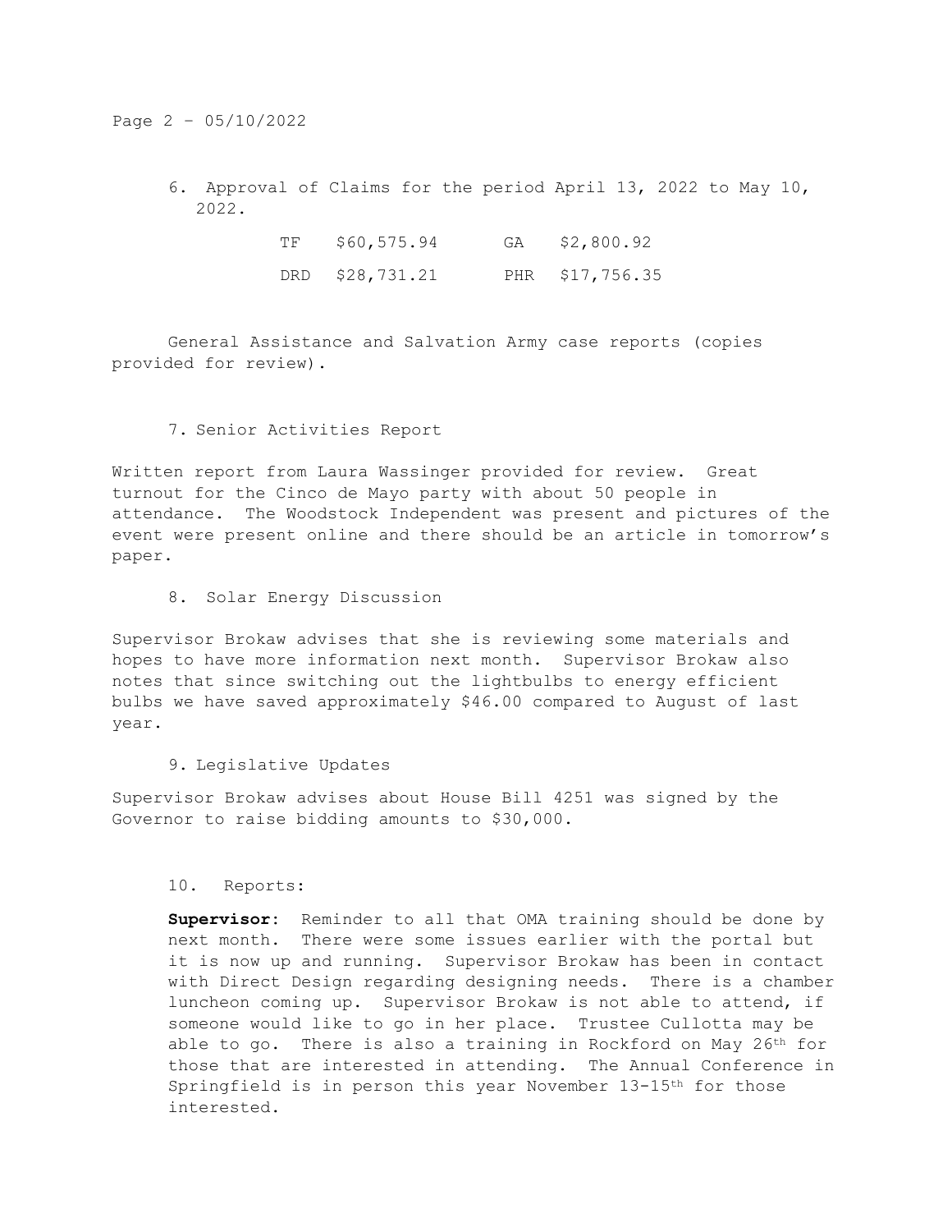6. Approval of Claims for the period April 13, 2022 to May 10, 2022.

| | | | |
|---|---|---|---|
| TF | \$60,575.94 | GA | \$2,800.92 |
| DRD | \$28,731.21 | PHR | \$17,756.35 |

General Assistance and Salvation Army case reports (copies provided for review).

7. Senior Activities Report

Written report from Laura Wassinger provided for review. Great turnout for the Cinco de Mayo party with about 50 people in attendance. The Woodstock Independent was present and pictures of the event were present online and there should be an article in tomorrow's paper.

8. Solar Energy Discussion

Supervisor Brokaw advises that she is reviewing some materials and hopes to have more information next month. Supervisor Brokaw also notes that since switching out the lightbulbs to energy efficient bulbs we have saved approximately \$46.00 compared to August of last year.

9. Legislative Updates

Supervisor Brokaw advises about House Bill 4251 was signed by the Governor to raise bidding amounts to \$30,000.

10. Reports:

**Supervisor:** Reminder to all that OMA training should be done by next month. There were some issues earlier with the portal but it is now up and running. Supervisor Brokaw has been in contact with Direct Design regarding designing needs. There is a chamber luncheon coming up. Supervisor Brokaw is not able to attend, if someone would like to go in her place. Trustee Cullotta may be able to go. There is also a training in Rockford on May 26th for those that are interested in attending. The Annual Conference in Springfield is in person this year November 13-15th for those interested.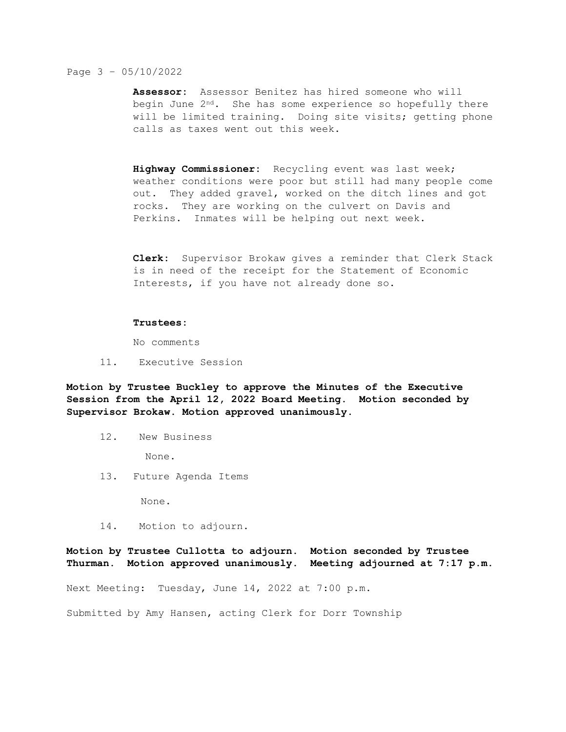**Assessor:** Assessor Benitez has hired someone who will begin June 2nd. She has some experience so hopefully there will be limited training. Doing site visits; getting phone calls as taxes went out this week.

**Highway Commissioner:** Recycling event was last week; weather conditions were poor but still had many people come out. They added gravel, worked on the ditch lines and got rocks. They are working on the culvert on Davis and Perkins. Inmates will be helping out next week.

**Clerk:** Supervisor Brokaw gives a reminder that Clerk Stack is in need of the receipt for the Statement of Economic Interests, if you have not already done so.

**Trustees:**

No comments

11. Executive Session

**Motion by Trustee Buckley to approve the Minutes of the Executive Session from the April 12, 2022 Board Meeting. Motion seconded by Supervisor Brokaw. Motion approved unanimously.**

12. New Business

None.

13. Future Agenda Items

None.

14. Motion to adjourn.

**Motion by Trustee Cullotta to adjourn. Motion seconded by Trustee Thurman. Motion approved unanimously. Meeting adjourned at 7:17 p.m.**

Next Meeting: Tuesday, June 14, 2022 at 7:00 p.m.

Submitted by Amy Hansen, acting Clerk for Dorr Township